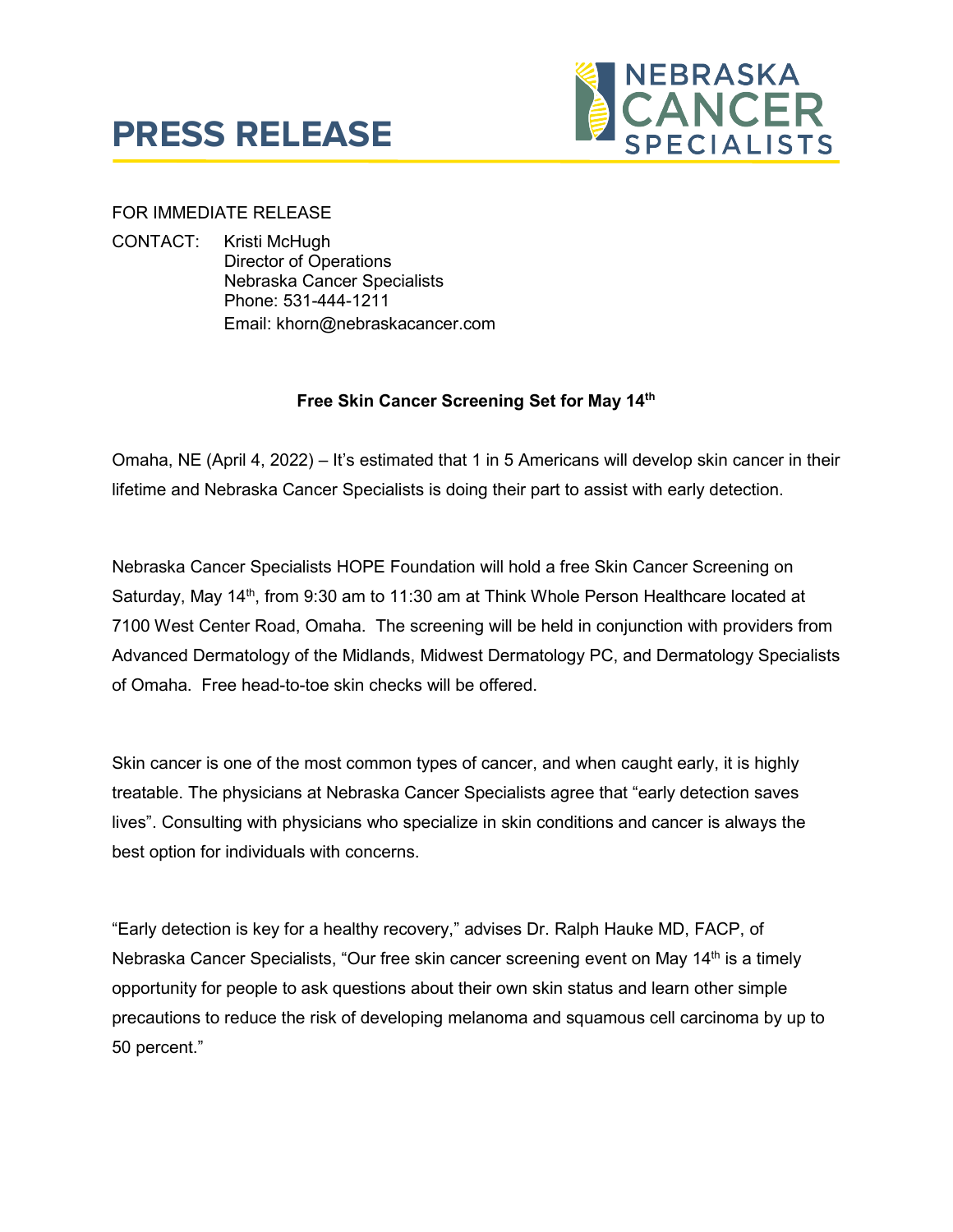# PRESS RELEASE

NEBRASKA CANCER SPECIALISTS

FOR IMMEDIATE RELEASE

CONTACT: Kristi McHugh
Director of Operations
Nebraska Cancer Specialists
Phone: 531-444-1211
Email: khorn@nebraskacancer.com

**Free Skin Cancer Screening Set for May 14th**

Omaha, NE (April 4, 2022) – It's estimated that 1 in 5 Americans will develop skin cancer in their lifetime and Nebraska Cancer Specialists is doing their part to assist with early detection.

Nebraska Cancer Specialists HOPE Foundation will hold a free Skin Cancer Screening on Saturday, May 14th, from 9:30 am to 11:30 am at Think Whole Person Healthcare located at 7100 West Center Road, Omaha. The screening will be held in conjunction with providers from Advanced Dermatology of the Midlands, Midwest Dermatology PC, and Dermatology Specialists of Omaha. Free head-to-toe skin checks will be offered.

Skin cancer is one of the most common types of cancer, and when caught early, it is highly treatable. The physicians at Nebraska Cancer Specialists agree that "early detection saves lives". Consulting with physicians who specialize in skin conditions and cancer is always the best option for individuals with concerns.

"Early detection is key for a healthy recovery," advises Dr. Ralph Hauke MD, FACP, of Nebraska Cancer Specialists, "Our free skin cancer screening event on May 14th is a timely opportunity for people to ask questions about their own skin status and learn other simple precautions to reduce the risk of developing melanoma and squamous cell carcinoma by up to 50 percent."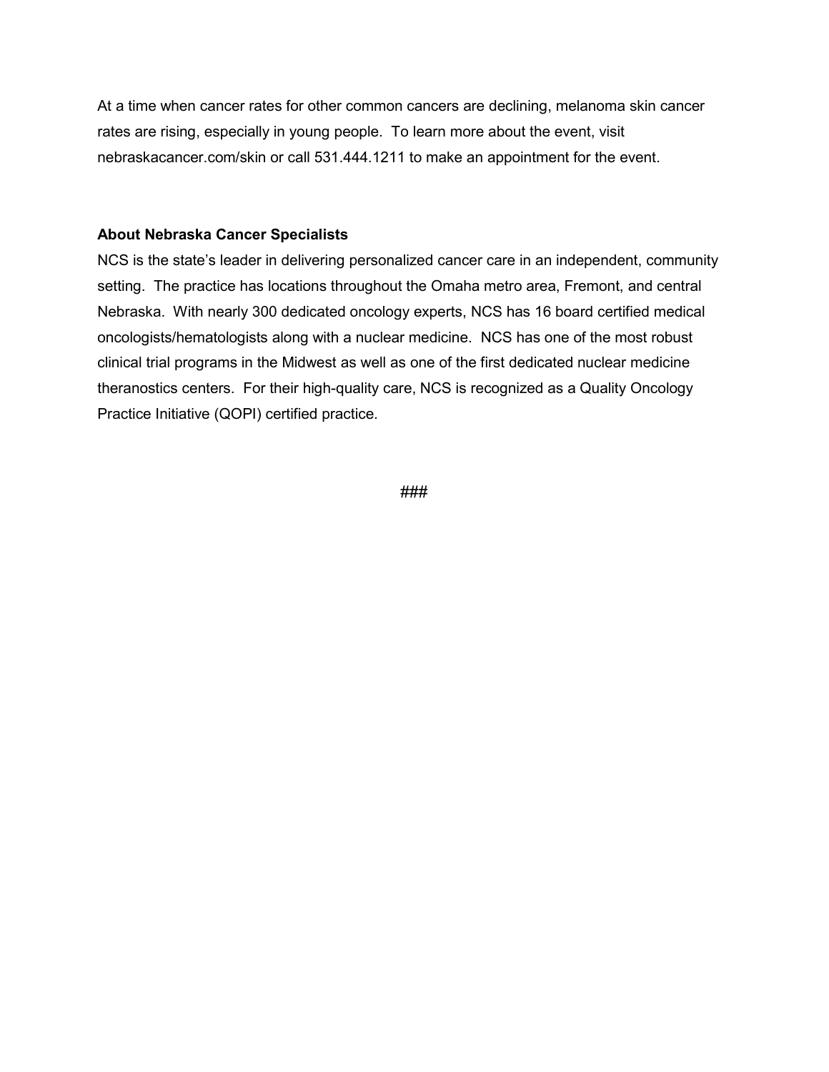At a time when cancer rates for other common cancers are declining, melanoma skin cancer rates are rising, especially in young people. To learn more about the event, visit nebraskacancer.com/skin or call 531.444.1211 to make an appointment for the event.

**About Nebraska Cancer Specialists**

NCS is the state's leader in delivering personalized cancer care in an independent, community setting. The practice has locations throughout the Omaha metro area, Fremont, and central Nebraska. With nearly 300 dedicated oncology experts, NCS has 16 board certified medical oncologists/hematologists along with a nuclear medicine. NCS has one of the most robust clinical trial programs in the Midwest as well as one of the first dedicated nuclear medicine theranostics centers. For their high-quality care, NCS is recognized as a Quality Oncology Practice Initiative (QOPI) certified practice.

###